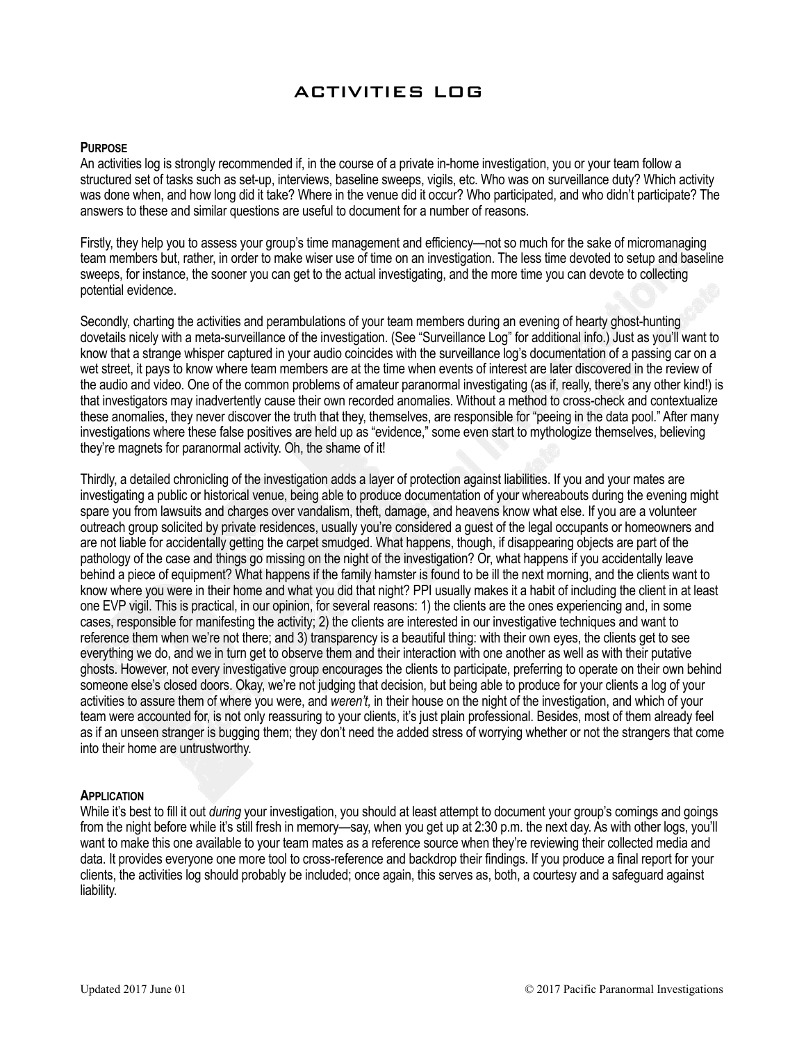# ACTIVITIES LOG

**PURPOSE**

An activities log is strongly recommended if, in the course of a private in-home investigation, you or your team follow a structured set of tasks such as set-up, interviews, baseline sweeps, vigils, etc. Who was on surveillance duty? Which activity was done when, and how long did it take? Where in the venue did it occur? Who participated, and who didn't participate? The answers to these and similar questions are useful to document for a number of reasons.

Firstly, they help you to assess your group's time management and efficiency—not so much for the sake of micromanaging team members but, rather, in order to make wiser use of time on an investigation. The less time devoted to setup and baseline sweeps, for instance, the sooner you can get to the actual investigating, and the more time you can devote to collecting potential evidence.

Secondly, charting the activities and perambulations of your team members during an evening of hearty ghost-hunting dovetails nicely with a meta-surveillance of the investigation. (See "Surveillance Log" for additional info.) Just as you'll want to know that a strange whisper captured in your audio coincides with the surveillance log's documentation of a passing car on a wet street, it pays to know where team members are at the time when events of interest are later discovered in the review of the audio and video. One of the common problems of amateur paranormal investigating (as if, really, there's any other kind!) is that investigators may inadvertently cause their own recorded anomalies. Without a method to cross-check and contextualize these anomalies, they never discover the truth that they, themselves, are responsible for "peeing in the data pool." After many investigations where these false positives are held up as "evidence," some even start to mythologize themselves, believing they're magnets for paranormal activity. Oh, the shame of it!

Thirdly, a detailed chronicling of the investigation adds a layer of protection against liabilities. If you and your mates are investigating a public or historical venue, being able to produce documentation of your whereabouts during the evening might spare you from lawsuits and charges over vandalism, theft, damage, and heavens know what else. If you are a volunteer outreach group solicited by private residences, usually you're considered a guest of the legal occupants or homeowners and are not liable for accidentally getting the carpet smudged. What happens, though, if disappearing objects are part of the pathology of the case and things go missing on the night of the investigation? Or, what happens if you accidentally leave behind a piece of equipment? What happens if the family hamster is found to be ill the next morning, and the clients want to know where you were in their home and what you did that night? PPI usually makes it a habit of including the client in at least one EVP vigil. This is practical, in our opinion, for several reasons: 1) the clients are the ones experiencing and, in some cases, responsible for manifesting the activity; 2) the clients are interested in our investigative techniques and want to reference them when we're not there; and 3) transparency is a beautiful thing: with their own eyes, the clients get to see everything we do, and we in turn get to observe them and their interaction with one another as well as with their putative ghosts. However, not every investigative group encourages the clients to participate, preferring to operate on their own behind someone else's closed doors. Okay, we're not judging that decision, but being able to produce for your clients a log of your activities to assure them of where you were, and *weren't,* in their house on the night of the investigation, and which of your team were accounted for, is not only reassuring to your clients, it's just plain professional. Besides, most of them already feel as if an unseen stranger is bugging them; they don't need the added stress of worrying whether or not the strangers that come into their home are untrustworthy.

**APPLICATION**

While it's best to fill it out *during* your investigation, you should at least attempt to document your group's comings and goings from the night before while it's still fresh in memory—say, when you get up at 2:30 p.m. the next day. As with other logs, you'll want to make this one available to your team mates as a reference source when they're reviewing their collected media and data. It provides everyone one more tool to cross-reference and backdrop their findings. If you produce a final report for your clients, the activities log should probably be included; once again, this serves as, both, a courtesy and a safeguard against liability.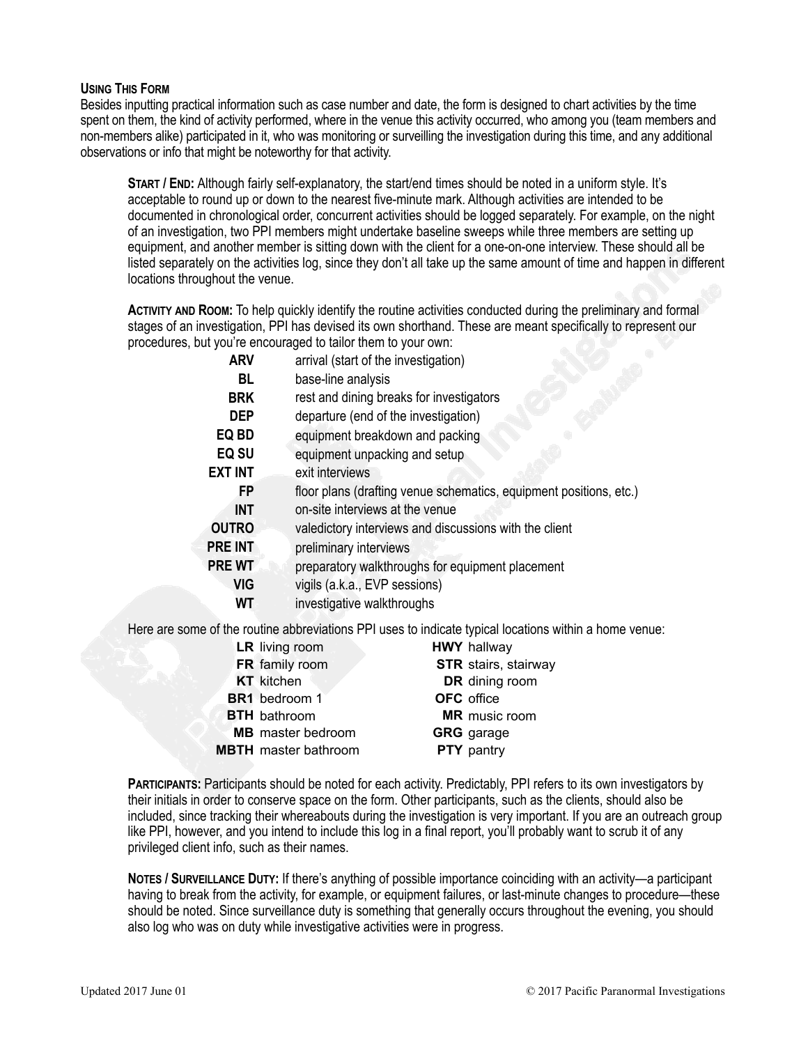#### Using This Form

Besides inputting practical information such as case number and date, the form is designed to chart activities by the time spent on them, the kind of activity performed, where in the venue this activity occurred, who among you (team members and non-members alike) participated in it, who was monitoring or surveilling the investigation during this time, and any additional observations or info that might be noteworthy for that activity.

**Start / End:** Although fairly self-explanatory, the start/end times should be noted in a uniform style. It's acceptable to round up or down to the nearest five-minute mark. Although activities are intended to be documented in chronological order, concurrent activities should be logged separately. For example, on the night of an investigation, two PPI members might undertake baseline sweeps while three members are setting up equipment, and another member is sitting down with the client for a one-on-one interview. These should all be listed separately on the activities log, since they don't all take up the same amount of time and happen in different locations throughout the venue.

**Activity and Room:** To help quickly identify the routine activities conducted during the preliminary and formal stages of an investigation, PPI has devised its own shorthand. These are meant specifically to represent our procedures, but you're encouraged to tailor them to your own:

| | |
|---|---|
| **ARV** | arrival (start of the investigation) |
| **BL** | base-line analysis |
| **BRK** | rest and dining breaks for investigators |
| **DEP** | departure (end of the investigation) |
| **EQ BD** | equipment breakdown and packing |
| **EQ SU** | equipment unpacking and setup |
| **EXT INT** | exit interviews |
| **FP** | floor plans (drafting venue schematics, equipment positions, etc.) |
| **INT** | on-site interviews at the venue |
| **OUTRO** | valedictory interviews and discussions with the client |
| **PRE INT** | preliminary interviews |
| **PRE WT** | preparatory walkthroughs for equipment placement |
| **VIG** | vigils (a.k.a., EVP sessions) |
| **WT** | investigative walkthroughs |

Here are some of the routine abbreviations PPI uses to indicate typical locations within a home venue:

| | | | |
|---|---|---|---|
| **LR** | living room | **HWY** | hallway |
| **FR** | family room | **STR** | stairs, stairway |
| **KT** | kitchen | **DR** | dining room |
| **BR1** | bedroom 1 | **OFC** | office |
| **BTH** | bathroom | **MR** | music room |
| **MB** | master bedroom | **GRG** | garage |
| **MBTH** | master bathroom | **PTY** | pantry |

**Participants:** Participants should be noted for each activity. Predictably, PPI refers to its own investigators by their initials in order to conserve space on the form. Other participants, such as the clients, should also be included, since tracking their whereabouts during the investigation is very important. If you are an outreach group like PPI, however, and you intend to include this log in a final report, you'll probably want to scrub it of any privileged client info, such as their names.

**Notes / Surveillance Duty:** If there's anything of possible importance coinciding with an activity—a participant having to break from the activity, for example, or equipment failures, or last-minute changes to procedure—these should be noted. Since surveillance duty is something that generally occurs throughout the evening, you should also log who was on duty while investigative activities were in progress.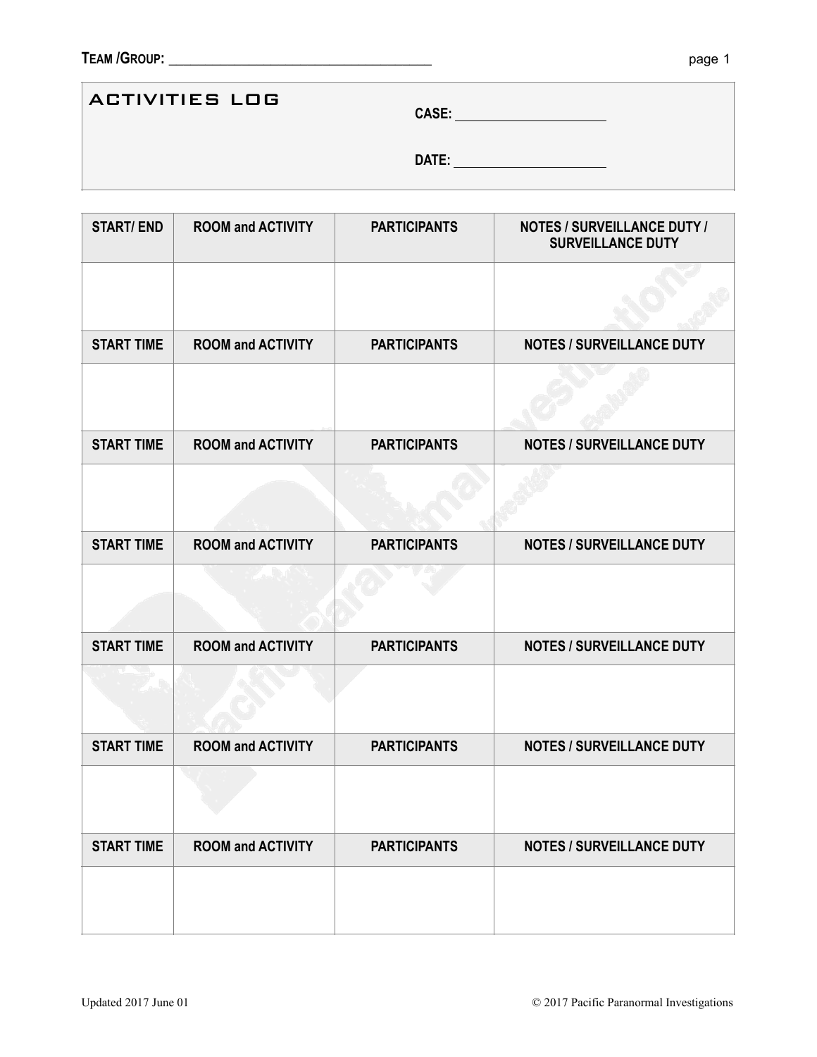**TEAM /GROUP:** ___________________________________

## ACTIVITIES LOG

**CASE:** ____________________

**DATE:** ____________________

| START/ END | ROOM and ACTIVITY | PARTICIPANTS | NOTES / SURVEILLANCE DUTY / SURVEILLANCE DUTY |
|---|---|---|---|
| | | | |
| **START TIME** | **ROOM and ACTIVITY** | **PARTICIPANTS** | **NOTES / SURVEILLANCE DUTY** |
| | | | |
| **START TIME** | **ROOM and ACTIVITY** | **PARTICIPANTS** | **NOTES / SURVEILLANCE DUTY** |
| | | | |
| **START TIME** | **ROOM and ACTIVITY** | **PARTICIPANTS** | **NOTES / SURVEILLANCE DUTY** |
| | | | |
| **START TIME** | **ROOM and ACTIVITY** | **PARTICIPANTS** | **NOTES / SURVEILLANCE DUTY** |
| | | | |
| **START TIME** | **ROOM and ACTIVITY** | **PARTICIPANTS** | **NOTES / SURVEILLANCE DUTY** |
| | | | |
| **START TIME** | **ROOM and ACTIVITY** | **PARTICIPANTS** | **NOTES / SURVEILLANCE DUTY** |
| | | | |

Updated 2017 June 01

© 2017 Pacific Paranormal Investigations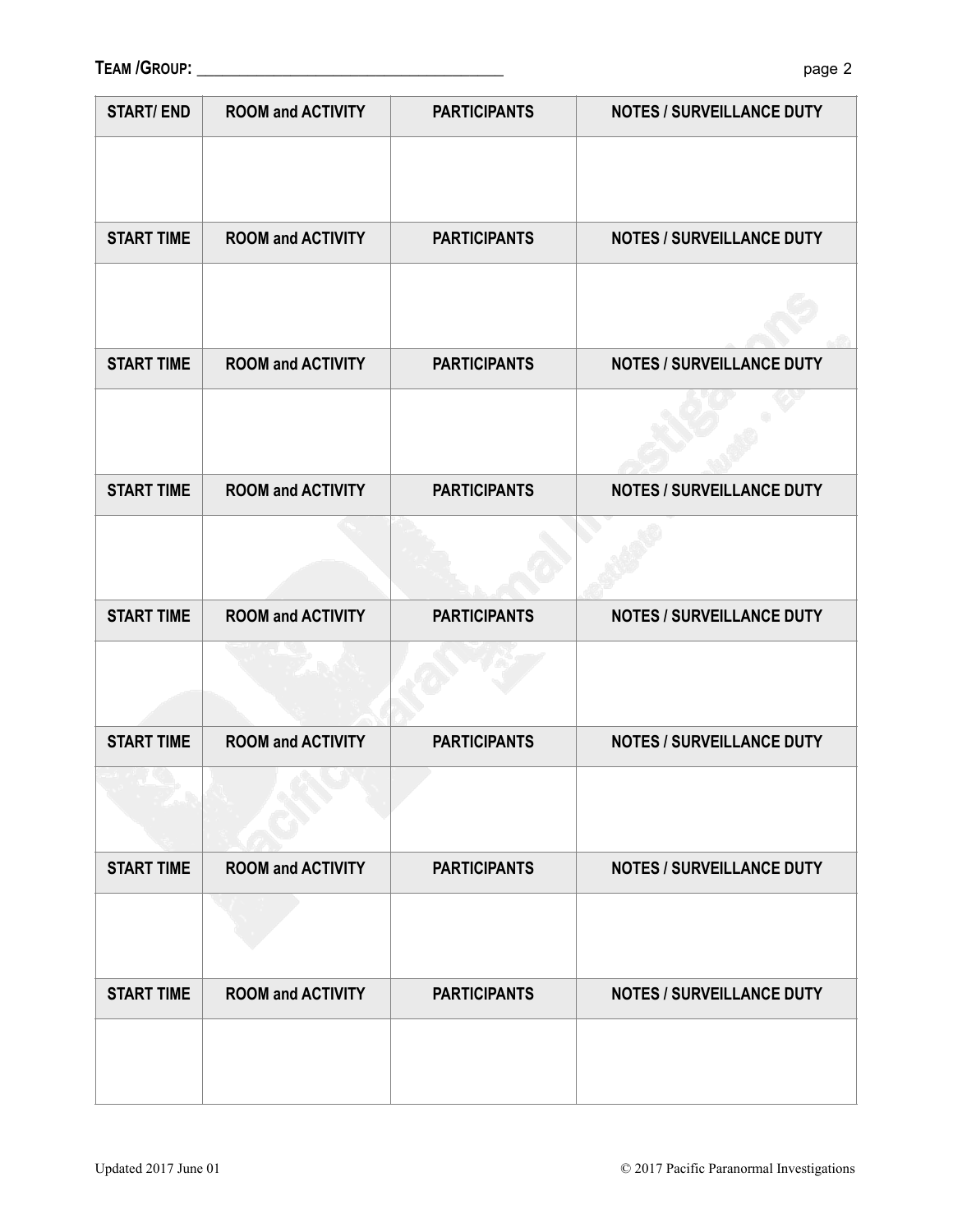**TEAM /GROUP:** ___________________________________

| START/ END | ROOM and ACTIVITY | PARTICIPANTS | NOTES / SURVEILLANCE DUTY |
|---|---|---|---|
| | | | |
| **START TIME** | **ROOM and ACTIVITY** | **PARTICIPANTS** | **NOTES / SURVEILLANCE DUTY** |
| | | | |
| **START TIME** | **ROOM and ACTIVITY** | **PARTICIPANTS** | **NOTES / SURVEILLANCE DUTY** |
| | | | |
| **START TIME** | **ROOM and ACTIVITY** | **PARTICIPANTS** | **NOTES / SURVEILLANCE DUTY** |
| | | | |
| **START TIME** | **ROOM and ACTIVITY** | **PARTICIPANTS** | **NOTES / SURVEILLANCE DUTY** |
| | | | |
| **START TIME** | **ROOM and ACTIVITY** | **PARTICIPANTS** | **NOTES / SURVEILLANCE DUTY** |
| | | | |
| **START TIME** | **ROOM and ACTIVITY** | **PARTICIPANTS** | **NOTES / SURVEILLANCE DUTY** |
| | | | |
| **START TIME** | **ROOM and ACTIVITY** | **PARTICIPANTS** | **NOTES / SURVEILLANCE DUTY** |
| | | | |

Updated 2017 June 01

© 2017 Pacific Paranormal Investigations